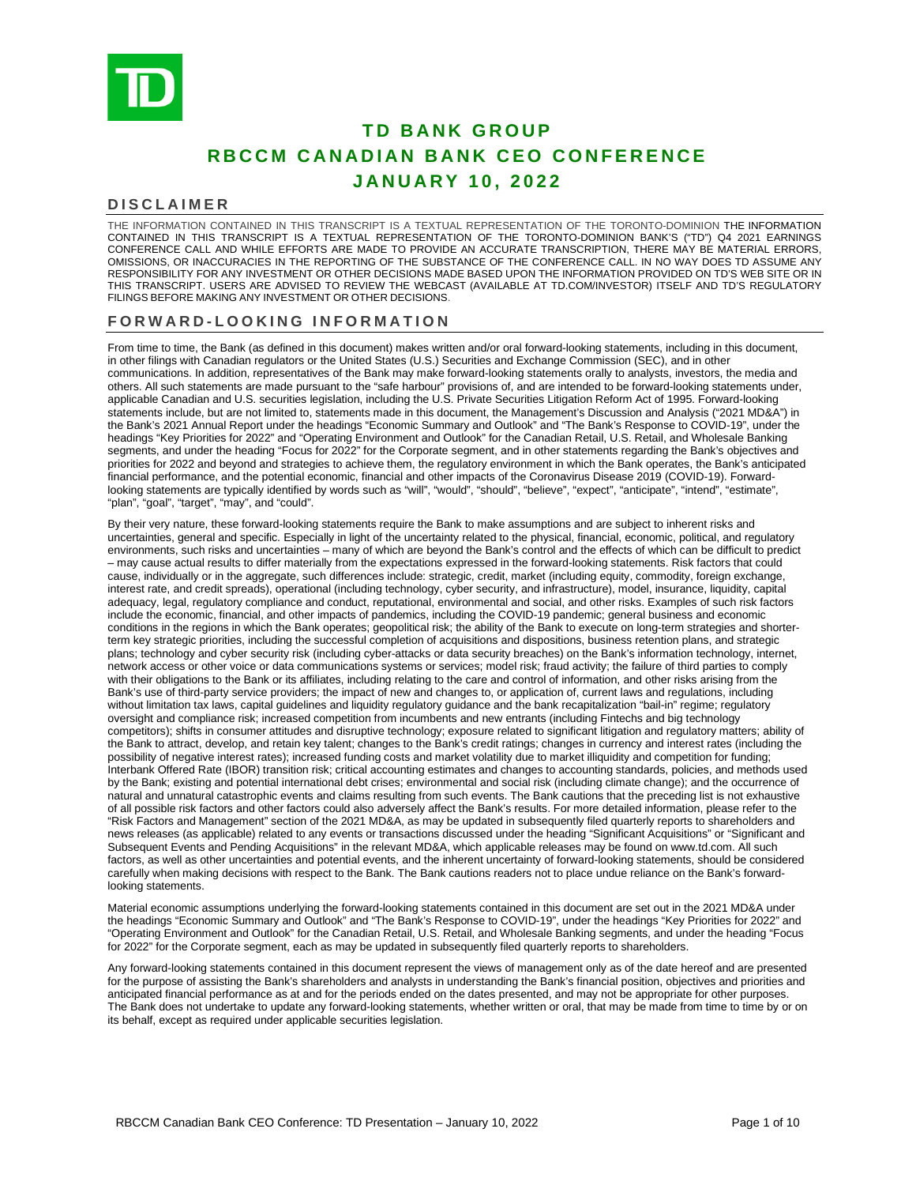# TD BANK GROUP

# RBCCM CANADIAN BANK CEO CONFERENCE

# JANUARY 10, 2022

## DISCLAIMER

THE INFORMATION CONTAINED IN THIS TRANSCRIPT IS A TEXTUAL REPRESENTATION OF THE TORONTO-DOMINION THE INFORMATION CONTAINED IN THIS TRANSCRIPT IS A TEXTUAL REPRESENTATION OF THE TORONTO-DOMINION BANK'S ("TD") Q4 2021 EARNINGS CONFERENCE CALL AND WHILE EFFORTS ARE MADE TO PROVIDE AN ACCURATE TRANSCRIPTION, THERE MAY BE MATERIAL ERRORS, OMISSIONS, OR INACCURACIES IN THE REPORTING OF THE SUBSTANCE OF THE CONFERENCE CALL. IN NO WAY DOES TD ASSUME ANY RESPONSIBILITY FOR ANY INVESTMENT OR OTHER DECISIONS MADE BASED UPON THE INFORMATION PROVIDED ON TD'S WEB SITE OR IN THIS TRANSCRIPT. USERS ARE ADVISED TO REVIEW THE WEBCAST (AVAILABLE AT TD.COM/INVESTOR) ITSELF AND TD'S REGULATORY FILINGS BEFORE MAKING ANY INVESTMENT OR OTHER DECISIONS.

## FORWARD-LOOKING INFORMATION

From time to time, the Bank (as defined in this document) makes written and/or oral forward-looking statements, including in this document, in other filings with Canadian regulators or the United States (U.S.) Securities and Exchange Commission (SEC), and in other communications. In addition, representatives of the Bank may make forward-looking statements orally to analysts, investors, the media and others. All such statements are made pursuant to the "safe harbour" provisions of, and are intended to be forward-looking statements under, applicable Canadian and U.S. securities legislation, including the U.S. Private Securities Litigation Reform Act of 1995. Forward-looking statements include, but are not limited to, statements made in this document, the Management's Discussion and Analysis ("2021 MD&A") in the Bank's 2021 Annual Report under the headings "Economic Summary and Outlook" and "The Bank's Response to COVID-19", under the headings "Key Priorities for 2022" and "Operating Environment and Outlook" for the Canadian Retail, U.S. Retail, and Wholesale Banking segments, and under the heading "Focus for 2022" for the Corporate segment, and in other statements regarding the Bank's objectives and priorities for 2022 and beyond and strategies to achieve them, the regulatory environment in which the Bank operates, the Bank's anticipated financial performance, and the potential economic, financial and other impacts of the Coronavirus Disease 2019 (COVID-19). Forward-looking statements are typically identified by words such as "will", "would", "should", "believe", "expect", "anticipate", "intend", "estimate", "plan", "goal", "target", "may", and "could".

By their very nature, these forward-looking statements require the Bank to make assumptions and are subject to inherent risks and uncertainties, general and specific. Especially in light of the uncertainty related to the physical, financial, economic, political, and regulatory environments, such risks and uncertainties – many of which are beyond the Bank's control and the effects of which can be difficult to predict – may cause actual results to differ materially from the expectations expressed in the forward-looking statements. Risk factors that could cause, individually or in the aggregate, such differences include: strategic, credit, market (including equity, commodity, foreign exchange, interest rate, and credit spreads), operational (including technology, cyber security, and infrastructure), model, insurance, liquidity, capital adequacy, legal, regulatory compliance and conduct, reputational, environmental and social, and other risks. Examples of such risk factors include the economic, financial, and other impacts of pandemics, including the COVID-19 pandemic; general business and economic conditions in the regions in which the Bank operates; geopolitical risk; the ability of the Bank to execute on long-term strategies and shorter-term key strategic priorities, including the successful completion of acquisitions and dispositions, business retention plans, and strategic plans; technology and cyber security risk (including cyber-attacks or data security breaches) on the Bank's information technology, internet, network access or other voice or data communications systems or services; model risk; fraud activity; the failure of third parties to comply with their obligations to the Bank or its affiliates, including relating to the care and control of information, and other risks arising from the Bank's use of third-party service providers; the impact of new and changes to, or application of, current laws and regulations, including without limitation tax laws, capital guidelines and liquidity regulatory guidance and the bank recapitalization "bail-in" regime; regulatory oversight and compliance risk; increased competition from incumbents and new entrants (including Fintechs and big technology competitors); shifts in consumer attitudes and disruptive technology; exposure related to significant litigation and regulatory matters; ability of the Bank to attract, develop, and retain key talent; changes to the Bank's credit ratings; changes in currency and interest rates (including the possibility of negative interest rates); increased funding costs and market volatility due to market illiquidity and competition for funding; Interbank Offered Rate (IBOR) transition risk; critical accounting estimates and changes to accounting standards, policies, and methods used by the Bank; existing and potential international debt crises; environmental and social risk (including climate change); and the occurrence of natural and unnatural catastrophic events and claims resulting from such events. The Bank cautions that the preceding list is not exhaustive of all possible risk factors and other factors could also adversely affect the Bank's results. For more detailed information, please refer to the "Risk Factors and Management" section of the 2021 MD&A, as may be updated in subsequently filed quarterly reports to shareholders and news releases (as applicable) related to any events or transactions discussed under the heading "Significant Acquisitions" or "Significant and Subsequent Events and Pending Acquisitions" in the relevant MD&A, which applicable releases may be found on www.td.com. All such factors, as well as other uncertainties and potential events, and the inherent uncertainty of forward-looking statements, should be considered carefully when making decisions with respect to the Bank. The Bank cautions readers not to place undue reliance on the Bank's forward-looking statements.

Material economic assumptions underlying the forward-looking statements contained in this document are set out in the 2021 MD&A under the headings "Economic Summary and Outlook" and "The Bank's Response to COVID-19", under the headings "Key Priorities for 2022" and "Operating Environment and Outlook" for the Canadian Retail, U.S. Retail, and Wholesale Banking segments, and under the heading "Focus for 2022" for the Corporate segment, each as may be updated in subsequently filed quarterly reports to shareholders.

Any forward-looking statements contained in this document represent the views of management only as of the date hereof and are presented for the purpose of assisting the Bank's shareholders and analysts in understanding the Bank's financial position, objectives and priorities and anticipated financial performance as at and for the periods ended on the dates presented, and may not be appropriate for other purposes. The Bank does not undertake to update any forward-looking statements, whether written or oral, that may be made from time to time by or on its behalf, except as required under applicable securities legislation.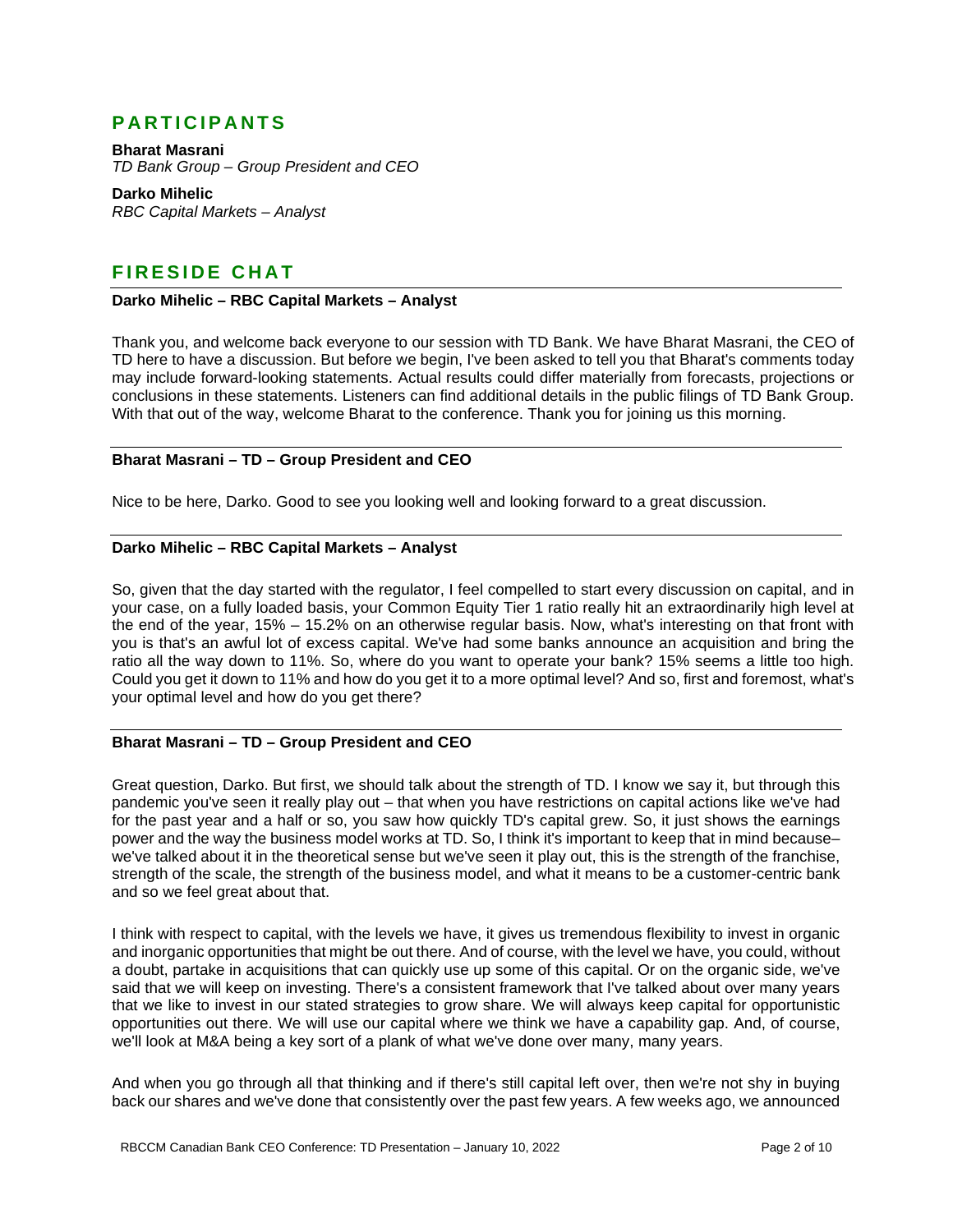## PARTICIPANTS

**Bharat Masrani**
*TD Bank Group – Group President and CEO*

**Darko Mihelic**
*RBC Capital Markets – Analyst*

## FIRESIDE CHAT

**Darko Mihelic – RBC Capital Markets – Analyst**

Thank you, and welcome back everyone to our session with TD Bank. We have Bharat Masrani, the CEO of TD here to have a discussion. But before we begin, I've been asked to tell you that Bharat's comments today may include forward-looking statements. Actual results could differ materially from forecasts, projections or conclusions in these statements. Listeners can find additional details in the public filings of TD Bank Group. With that out of the way, welcome Bharat to the conference. Thank you for joining us this morning.

**Bharat Masrani – TD – Group President and CEO**

Nice to be here, Darko. Good to see you looking well and looking forward to a great discussion.

**Darko Mihelic – RBC Capital Markets – Analyst**

So, given that the day started with the regulator, I feel compelled to start every discussion on capital, and in your case, on a fully loaded basis, your Common Equity Tier 1 ratio really hit an extraordinarily high level at the end of the year, 15% – 15.2% on an otherwise regular basis. Now, what's interesting on that front with you is that's an awful lot of excess capital. We've had some banks announce an acquisition and bring the ratio all the way down to 11%. So, where do you want to operate your bank? 15% seems a little too high. Could you get it down to 11% and how do you get it to a more optimal level? And so, first and foremost, what's your optimal level and how do you get there?

**Bharat Masrani – TD – Group President and CEO**

Great question, Darko. But first, we should talk about the strength of TD. I know we say it, but through this pandemic you've seen it really play out – that when you have restrictions on capital actions like we've had for the past year and a half or so, you saw how quickly TD's capital grew. So, it just shows the earnings power and the way the business model works at TD. So, I think it's important to keep that in mind because– we've talked about it in the theoretical sense but we've seen it play out, this is the strength of the franchise, strength of the scale, the strength of the business model, and what it means to be a customer-centric bank and so we feel great about that.

I think with respect to capital, with the levels we have, it gives us tremendous flexibility to invest in organic and inorganic opportunities that might be out there. And of course, with the level we have, you could, without a doubt, partake in acquisitions that can quickly use up some of this capital. Or on the organic side, we've said that we will keep on investing. There's a consistent framework that I've talked about over many years that we like to invest in our stated strategies to grow share. We will always keep capital for opportunistic opportunities out there. We will use our capital where we think we have a capability gap. And, of course, we'll look at M&A being a key sort of a plank of what we've done over many, many years.

And when you go through all that thinking and if there's still capital left over, then we're not shy in buying back our shares and we've done that consistently over the past few years. A few weeks ago, we announced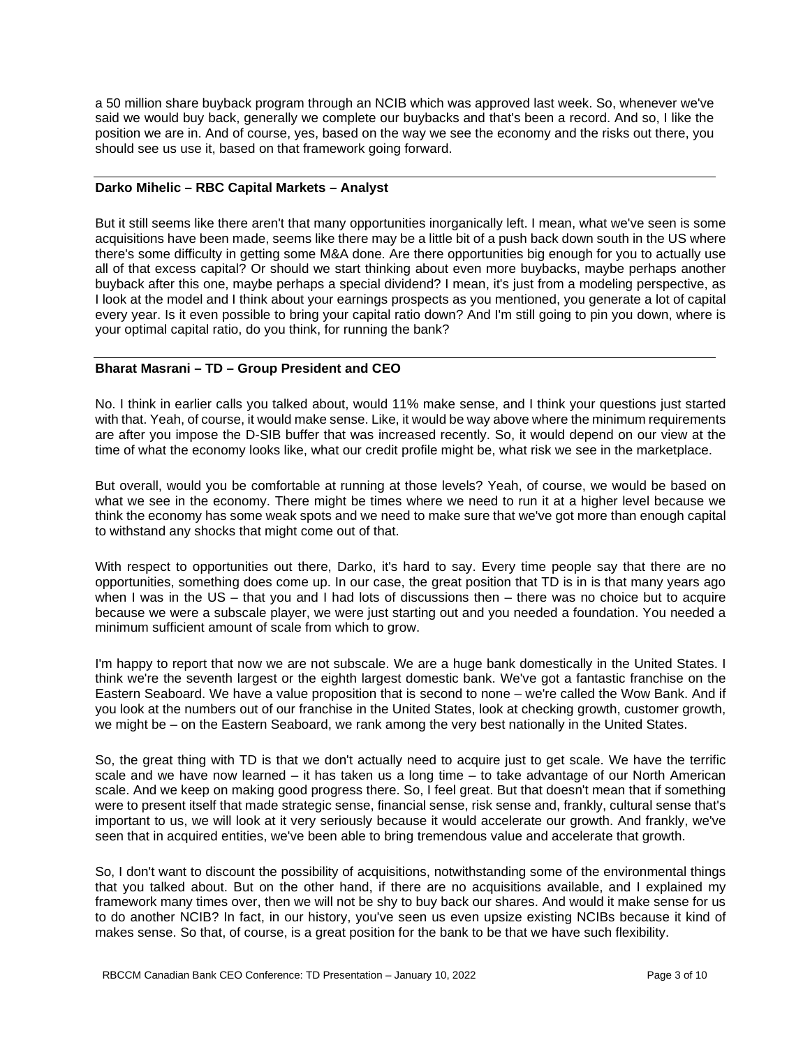a 50 million share buyback program through an NCIB which was approved last week. So, whenever we've said we would buy back, generally we complete our buybacks and that's been a record. And so, I like the position we are in. And of course, yes, based on the way we see the economy and the risks out there, you should see us use it, based on that framework going forward.

**Darko Mihelic – RBC Capital Markets – Analyst**

But it still seems like there aren't that many opportunities inorganically left. I mean, what we've seen is some acquisitions have been made, seems like there may be a little bit of a push back down south in the US where there's some difficulty in getting some M&A done. Are there opportunities big enough for you to actually use all of that excess capital? Or should we start thinking about even more buybacks, maybe perhaps another buyback after this one, maybe perhaps a special dividend? I mean, it's just from a modeling perspective, as I look at the model and I think about your earnings prospects as you mentioned, you generate a lot of capital every year. Is it even possible to bring your capital ratio down? And I'm still going to pin you down, where is your optimal capital ratio, do you think, for running the bank?

**Bharat Masrani – TD – Group President and CEO**

No. I think in earlier calls you talked about, would 11% make sense, and I think your questions just started with that. Yeah, of course, it would make sense. Like, it would be way above where the minimum requirements are after you impose the D-SIB buffer that was increased recently. So, it would depend on our view at the time of what the economy looks like, what our credit profile might be, what risk we see in the marketplace.

But overall, would you be comfortable at running at those levels? Yeah, of course, we would be based on what we see in the economy. There might be times where we need to run it at a higher level because we think the economy has some weak spots and we need to make sure that we've got more than enough capital to withstand any shocks that might come out of that.

With respect to opportunities out there, Darko, it's hard to say. Every time people say that there are no opportunities, something does come up. In our case, the great position that TD is in is that many years ago when I was in the US – that you and I had lots of discussions then – there was no choice but to acquire because we were a subscale player, we were just starting out and you needed a foundation. You needed a minimum sufficient amount of scale from which to grow.

I'm happy to report that now we are not subscale. We are a huge bank domestically in the United States. I think we're the seventh largest or the eighth largest domestic bank. We've got a fantastic franchise on the Eastern Seaboard. We have a value proposition that is second to none – we're called the Wow Bank. And if you look at the numbers out of our franchise in the United States, look at checking growth, customer growth, we might be – on the Eastern Seaboard, we rank among the very best nationally in the United States.

So, the great thing with TD is that we don't actually need to acquire just to get scale. We have the terrific scale and we have now learned – it has taken us a long time – to take advantage of our North American scale. And we keep on making good progress there. So, I feel great. But that doesn't mean that if something were to present itself that made strategic sense, financial sense, risk sense and, frankly, cultural sense that's important to us, we will look at it very seriously because it would accelerate our growth. And frankly, we've seen that in acquired entities, we've been able to bring tremendous value and accelerate that growth.

So, I don't want to discount the possibility of acquisitions, notwithstanding some of the environmental things that you talked about. But on the other hand, if there are no acquisitions available, and I explained my framework many times over, then we will not be shy to buy back our shares. And would it make sense for us to do another NCIB? In fact, in our history, you've seen us even upsize existing NCIBs because it kind of makes sense. So that, of course, is a great position for the bank to be that we have such flexibility.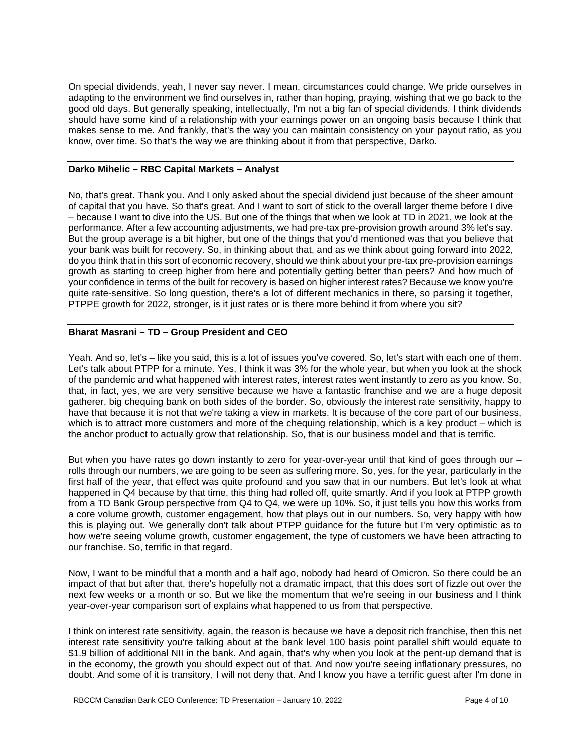On special dividends, yeah, I never say never. I mean, circumstances could change. We pride ourselves in adapting to the environment we find ourselves in, rather than hoping, praying, wishing that we go back to the good old days. But generally speaking, intellectually, I'm not a big fan of special dividends. I think dividends should have some kind of a relationship with your earnings power on an ongoing basis because I think that makes sense to me. And frankly, that's the way you can maintain consistency on your payout ratio, as you know, over time. So that's the way we are thinking about it from that perspective, Darko.

**Darko Mihelic – RBC Capital Markets – Analyst**

No, that's great. Thank you. And I only asked about the special dividend just because of the sheer amount of capital that you have. So that's great. And I want to sort of stick to the overall larger theme before I dive – because I want to dive into the US. But one of the things that when we look at TD in 2021, we look at the performance. After a few accounting adjustments, we had pre-tax pre-provision growth around 3% let's say. But the group average is a bit higher, but one of the things that you'd mentioned was that you believe that your bank was built for recovery. So, in thinking about that, and as we think about going forward into 2022, do you think that in this sort of economic recovery, should we think about your pre-tax pre-provision earnings growth as starting to creep higher from here and potentially getting better than peers? And how much of your confidence in terms of the built for recovery is based on higher interest rates? Because we know you're quite rate-sensitive. So long question, there's a lot of different mechanics in there, so parsing it together, PTPPE growth for 2022, stronger, is it just rates or is there more behind it from where you sit?

**Bharat Masrani – TD – Group President and CEO**

Yeah. And so, let's – like you said, this is a lot of issues you've covered. So, let's start with each one of them. Let's talk about PTPP for a minute. Yes, I think it was 3% for the whole year, but when you look at the shock of the pandemic and what happened with interest rates, interest rates went instantly to zero as you know. So, that, in fact, yes, we are very sensitive because we have a fantastic franchise and we are a huge deposit gatherer, big chequing bank on both sides of the border. So, obviously the interest rate sensitivity, happy to have that because it is not that we're taking a view in markets. It is because of the core part of our business, which is to attract more customers and more of the chequing relationship, which is a key product – which is the anchor product to actually grow that relationship. So, that is our business model and that is terrific.

But when you have rates go down instantly to zero for year-over-year until that kind of goes through our – rolls through our numbers, we are going to be seen as suffering more. So, yes, for the year, particularly in the first half of the year, that effect was quite profound and you saw that in our numbers. But let's look at what happened in Q4 because by that time, this thing had rolled off, quite smartly. And if you look at PTPP growth from a TD Bank Group perspective from Q4 to Q4, we were up 10%. So, it just tells you how this works from a core volume growth, customer engagement, how that plays out in our numbers. So, very happy with how this is playing out. We generally don't talk about PTPP guidance for the future but I'm very optimistic as to how we're seeing volume growth, customer engagement, the type of customers we have been attracting to our franchise. So, terrific in that regard.

Now, I want to be mindful that a month and a half ago, nobody had heard of Omicron. So there could be an impact of that but after that, there's hopefully not a dramatic impact, that this does sort of fizzle out over the next few weeks or a month or so. But we like the momentum that we're seeing in our business and I think year-over-year comparison sort of explains what happened to us from that perspective.

I think on interest rate sensitivity, again, the reason is because we have a deposit rich franchise, then this net interest rate sensitivity you're talking about at the bank level 100 basis point parallel shift would equate to $1.9 billion of additional NII in the bank. And again, that's why when you look at the pent-up demand that is in the economy, the growth you should expect out of that. And now you're seeing inflationary pressures, no doubt. And some of it is transitory, I will not deny that. And I know you have a terrific guest after I'm done in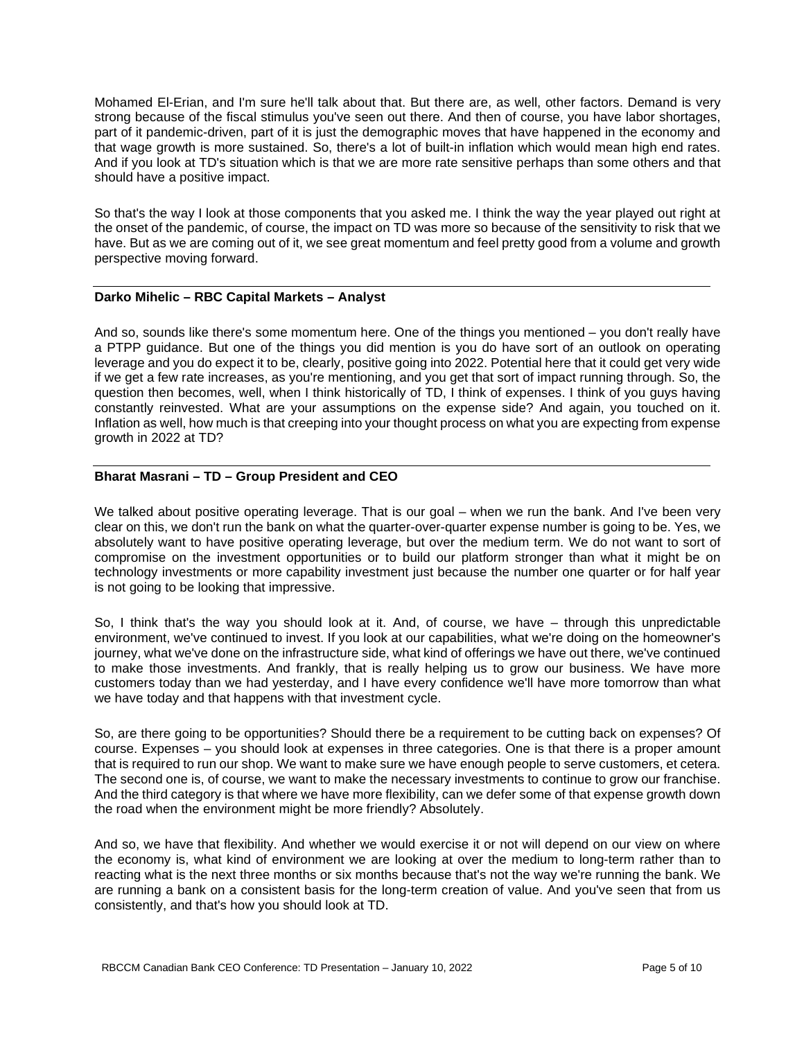Mohamed El-Erian, and I'm sure he'll talk about that. But there are, as well, other factors. Demand is very strong because of the fiscal stimulus you've seen out there. And then of course, you have labor shortages, part of it pandemic-driven, part of it is just the demographic moves that have happened in the economy and that wage growth is more sustained. So, there's a lot of built-in inflation which would mean high end rates. And if you look at TD's situation which is that we are more rate sensitive perhaps than some others and that should have a positive impact.

So that's the way I look at those components that you asked me. I think the way the year played out right at the onset of the pandemic, of course, the impact on TD was more so because of the sensitivity to risk that we have. But as we are coming out of it, we see great momentum and feel pretty good from a volume and growth perspective moving forward.

**Darko Mihelic – RBC Capital Markets – Analyst**

And so, sounds like there's some momentum here. One of the things you mentioned – you don't really have a PTPP guidance. But one of the things you did mention is you do have sort of an outlook on operating leverage and you do expect it to be, clearly, positive going into 2022. Potential here that it could get very wide if we get a few rate increases, as you're mentioning, and you get that sort of impact running through. So, the question then becomes, well, when I think historically of TD, I think of expenses. I think of you guys having constantly reinvested. What are your assumptions on the expense side? And again, you touched on it. Inflation as well, how much is that creeping into your thought process on what you are expecting from expense growth in 2022 at TD?

**Bharat Masrani – TD – Group President and CEO**

We talked about positive operating leverage. That is our goal – when we run the bank. And I've been very clear on this, we don't run the bank on what the quarter-over-quarter expense number is going to be. Yes, we absolutely want to have positive operating leverage, but over the medium term. We do not want to sort of compromise on the investment opportunities or to build our platform stronger than what it might be on technology investments or more capability investment just because the number one quarter or for half year is not going to be looking that impressive.

So, I think that's the way you should look at it. And, of course, we have – through this unpredictable environment, we've continued to invest. If you look at our capabilities, what we're doing on the homeowner's journey, what we've done on the infrastructure side, what kind of offerings we have out there, we've continued to make those investments. And frankly, that is really helping us to grow our business. We have more customers today than we had yesterday, and I have every confidence we'll have more tomorrow than what we have today and that happens with that investment cycle.

So, are there going to be opportunities? Should there be a requirement to be cutting back on expenses? Of course. Expenses – you should look at expenses in three categories. One is that there is a proper amount that is required to run our shop. We want to make sure we have enough people to serve customers, et cetera. The second one is, of course, we want to make the necessary investments to continue to grow our franchise. And the third category is that where we have more flexibility, can we defer some of that expense growth down the road when the environment might be more friendly? Absolutely.

And so, we have that flexibility. And whether we would exercise it or not will depend on our view on where the economy is, what kind of environment we are looking at over the medium to long-term rather than to reacting what is the next three months or six months because that's not the way we're running the bank. We are running a bank on a consistent basis for the long-term creation of value. And you've seen that from us consistently, and that's how you should look at TD.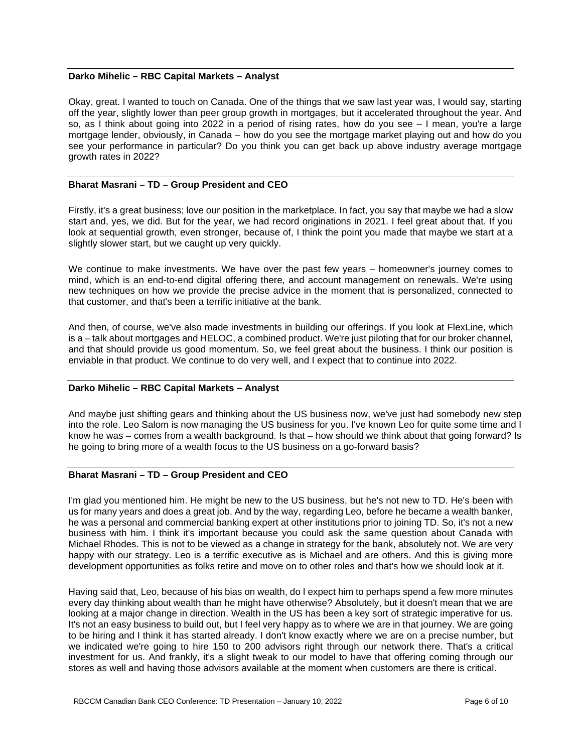**Darko Mihelic – RBC Capital Markets – Analyst**

Okay, great. I wanted to touch on Canada. One of the things that we saw last year was, I would say, starting off the year, slightly lower than peer group growth in mortgages, but it accelerated throughout the year. And so, as I think about going into 2022 in a period of rising rates, how do you see – I mean, you're a large mortgage lender, obviously, in Canada – how do you see the mortgage market playing out and how do you see your performance in particular? Do you think you can get back up above industry average mortgage growth rates in 2022?

**Bharat Masrani – TD – Group President and CEO**

Firstly, it's a great business; love our position in the marketplace. In fact, you say that maybe we had a slow start and, yes, we did. But for the year, we had record originations in 2021. I feel great about that. If you look at sequential growth, even stronger, because of, I think the point you made that maybe we start at a slightly slower start, but we caught up very quickly.

We continue to make investments. We have over the past few years – homeowner's journey comes to mind, which is an end-to-end digital offering there, and account management on renewals. We're using new techniques on how we provide the precise advice in the moment that is personalized, connected to that customer, and that's been a terrific initiative at the bank.

And then, of course, we've also made investments in building our offerings. If you look at FlexLine, which is a – talk about mortgages and HELOC, a combined product. We're just piloting that for our broker channel, and that should provide us good momentum. So, we feel great about the business. I think our position is enviable in that product. We continue to do very well, and I expect that to continue into 2022.

**Darko Mihelic – RBC Capital Markets – Analyst**

And maybe just shifting gears and thinking about the US business now, we've just had somebody new step into the role. Leo Salom is now managing the US business for you. I've known Leo for quite some time and I know he was – comes from a wealth background. Is that – how should we think about that going forward? Is he going to bring more of a wealth focus to the US business on a go-forward basis?

**Bharat Masrani – TD – Group President and CEO**

I'm glad you mentioned him. He might be new to the US business, but he's not new to TD. He's been with us for many years and does a great job. And by the way, regarding Leo, before he became a wealth banker, he was a personal and commercial banking expert at other institutions prior to joining TD. So, it's not a new business with him. I think it's important because you could ask the same question about Canada with Michael Rhodes. This is not to be viewed as a change in strategy for the bank, absolutely not. We are very happy with our strategy. Leo is a terrific executive as is Michael and are others. And this is giving more development opportunities as folks retire and move on to other roles and that's how we should look at it.

Having said that, Leo, because of his bias on wealth, do I expect him to perhaps spend a few more minutes every day thinking about wealth than he might have otherwise? Absolutely, but it doesn't mean that we are looking at a major change in direction. Wealth in the US has been a key sort of strategic imperative for us. It's not an easy business to build out, but I feel very happy as to where we are in that journey. We are going to be hiring and I think it has started already. I don't know exactly where we are on a precise number, but we indicated we're going to hire 150 to 200 advisors right through our network there. That's a critical investment for us. And frankly, it's a slight tweak to our model to have that offering coming through our stores as well and having those advisors available at the moment when customers are there is critical.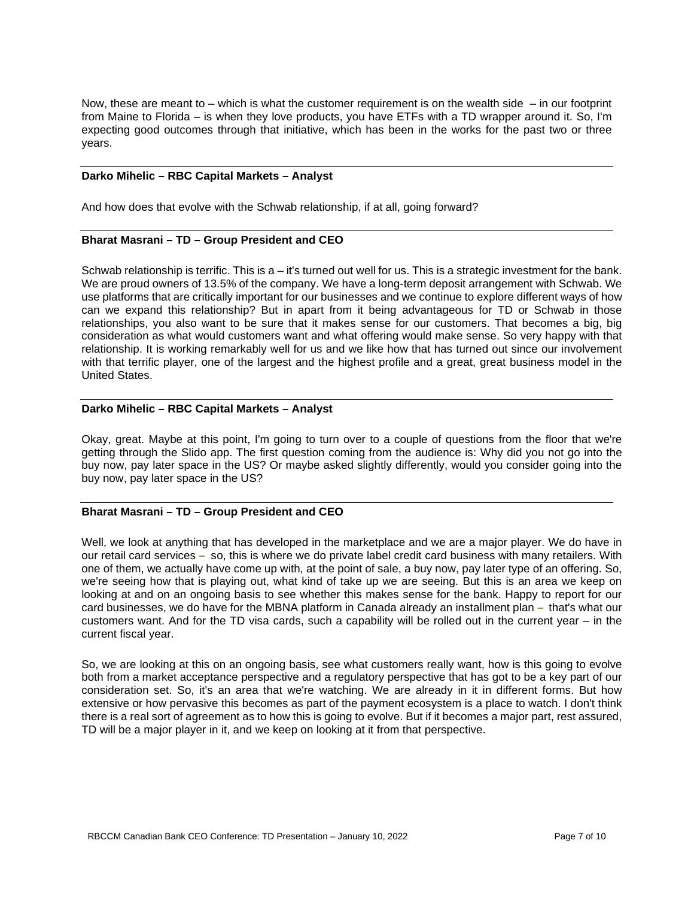Now, these are meant to – which is what the customer requirement is on the wealth side – in our footprint from Maine to Florida – is when they love products, you have ETFs with a TD wrapper around it. So, I'm expecting good outcomes through that initiative, which has been in the works for the past two or three years.

**Darko Mihelic – RBC Capital Markets – Analyst**

And how does that evolve with the Schwab relationship, if at all, going forward?

**Bharat Masrani – TD – Group President and CEO**

Schwab relationship is terrific. This is a – it's turned out well for us. This is a strategic investment for the bank. We are proud owners of 13.5% of the company. We have a long-term deposit arrangement with Schwab. We use platforms that are critically important for our businesses and we continue to explore different ways of how can we expand this relationship? But in apart from it being advantageous for TD or Schwab in those relationships, you also want to be sure that it makes sense for our customers. That becomes a big, big consideration as what would customers want and what offering would make sense. So very happy with that relationship. It is working remarkably well for us and we like how that has turned out since our involvement with that terrific player, one of the largest and the highest profile and a great, great business model in the United States.

**Darko Mihelic – RBC Capital Markets – Analyst**

Okay, great. Maybe at this point, I'm going to turn over to a couple of questions from the floor that we're getting through the Slido app. The first question coming from the audience is: Why did you not go into the buy now, pay later space in the US? Or maybe asked slightly differently, would you consider going into the buy now, pay later space in the US?

**Bharat Masrani – TD – Group President and CEO**

Well, we look at anything that has developed in the marketplace and we are a major player. We do have in our retail card services – so, this is where we do private label credit card business with many retailers. With one of them, we actually have come up with, at the point of sale, a buy now, pay later type of an offering. So, we're seeing how that is playing out, what kind of take up we are seeing. But this is an area we keep on looking at and on an ongoing basis to see whether this makes sense for the bank. Happy to report for our card businesses, we do have for the MBNA platform in Canada already an installment plan – that's what our customers want. And for the TD visa cards, such a capability will be rolled out in the current year – in the current fiscal year.

So, we are looking at this on an ongoing basis, see what customers really want, how is this going to evolve both from a market acceptance perspective and a regulatory perspective that has got to be a key part of our consideration set. So, it's an area that we're watching. We are already in it in different forms. But how extensive or how pervasive this becomes as part of the payment ecosystem is a place to watch. I don't think there is a real sort of agreement as to how this is going to evolve. But if it becomes a major part, rest assured, TD will be a major player in it, and we keep on looking at it from that perspective.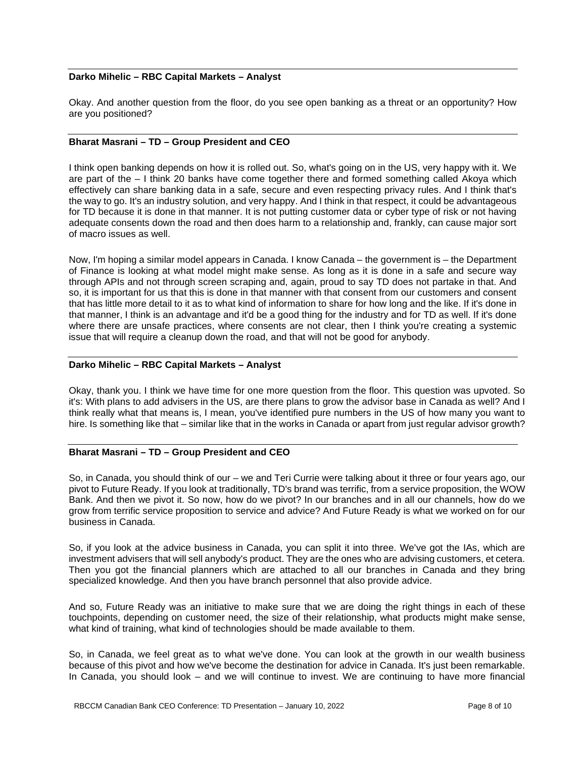**Darko Mihelic – RBC Capital Markets – Analyst**

Okay. And another question from the floor, do you see open banking as a threat or an opportunity? How are you positioned?

**Bharat Masrani – TD – Group President and CEO**

I think open banking depends on how it is rolled out. So, what's going on in the US, very happy with it. We are part of the – I think 20 banks have come together there and formed something called Akoya which effectively can share banking data in a safe, secure and even respecting privacy rules. And I think that's the way to go. It's an industry solution, and very happy. And I think in that respect, it could be advantageous for TD because it is done in that manner. It is not putting customer data or cyber type of risk or not having adequate consents down the road and then does harm to a relationship and, frankly, can cause major sort of macro issues as well.

Now, I'm hoping a similar model appears in Canada. I know Canada – the government is – the Department of Finance is looking at what model might make sense. As long as it is done in a safe and secure way through APIs and not through screen scraping and, again, proud to say TD does not partake in that. And so, it is important for us that this is done in that manner with that consent from our customers and consent that has little more detail to it as to what kind of information to share for how long and the like. If it's done in that manner, I think is an advantage and it'd be a good thing for the industry and for TD as well. If it's done where there are unsafe practices, where consents are not clear, then I think you're creating a systemic issue that will require a cleanup down the road, and that will not be good for anybody.

**Darko Mihelic – RBC Capital Markets – Analyst**

Okay, thank you. I think we have time for one more question from the floor. This question was upvoted. So it's: With plans to add advisers in the US, are there plans to grow the advisor base in Canada as well? And I think really what that means is, I mean, you've identified pure numbers in the US of how many you want to hire. Is something like that – similar like that in the works in Canada or apart from just regular advisor growth?

**Bharat Masrani – TD – Group President and CEO**

So, in Canada, you should think of our – we and Teri Currie were talking about it three or four years ago, our pivot to Future Ready. If you look at traditionally, TD's brand was terrific, from a service proposition, the WOW Bank. And then we pivot it. So now, how do we pivot? In our branches and in all our channels, how do we grow from terrific service proposition to service and advice? And Future Ready is what we worked on for our business in Canada.

So, if you look at the advice business in Canada, you can split it into three. We've got the IAs, which are investment advisers that will sell anybody's product. They are the ones who are advising customers, et cetera. Then you got the financial planners which are attached to all our branches in Canada and they bring specialized knowledge. And then you have branch personnel that also provide advice.

And so, Future Ready was an initiative to make sure that we are doing the right things in each of these touchpoints, depending on customer need, the size of their relationship, what products might make sense, what kind of training, what kind of technologies should be made available to them.

So, in Canada, we feel great as to what we've done. You can look at the growth in our wealth business because of this pivot and how we've become the destination for advice in Canada. It's just been remarkable. In Canada, you should look – and we will continue to invest. We are continuing to have more financial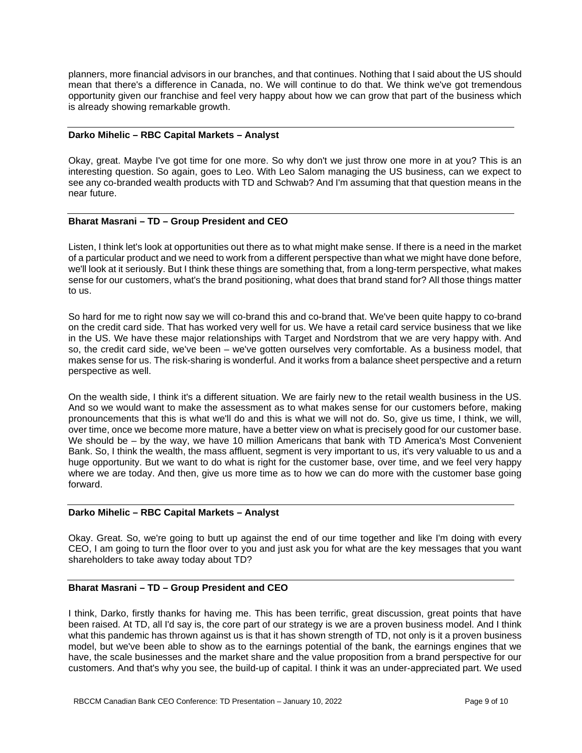planners, more financial advisors in our branches, and that continues. Nothing that I said about the US should mean that there's a difference in Canada, no. We will continue to do that. We think we've got tremendous opportunity given our franchise and feel very happy about how we can grow that part of the business which is already showing remarkable growth.

**Darko Mihelic – RBC Capital Markets – Analyst**

Okay, great. Maybe I've got time for one more. So why don't we just throw one more in at you? This is an interesting question. So again, goes to Leo. With Leo Salom managing the US business, can we expect to see any co-branded wealth products with TD and Schwab? And I'm assuming that that question means in the near future.

**Bharat Masrani – TD – Group President and CEO**

Listen, I think let's look at opportunities out there as to what might make sense. If there is a need in the market of a particular product and we need to work from a different perspective than what we might have done before, we'll look at it seriously. But I think these things are something that, from a long-term perspective, what makes sense for our customers, what's the brand positioning, what does that brand stand for? All those things matter to us.

So hard for me to right now say we will co-brand this and co-brand that. We've been quite happy to co-brand on the credit card side. That has worked very well for us. We have a retail card service business that we like in the US. We have these major relationships with Target and Nordstrom that we are very happy with. And so, the credit card side, we've been – we've gotten ourselves very comfortable. As a business model, that makes sense for us. The risk-sharing is wonderful. And it works from a balance sheet perspective and a return perspective as well.

On the wealth side, I think it's a different situation. We are fairly new to the retail wealth business in the US. And so we would want to make the assessment as to what makes sense for our customers before, making pronouncements that this is what we'll do and this is what we will not do. So, give us time, I think, we will, over time, once we become more mature, have a better view on what is precisely good for our customer base. We should be – by the way, we have 10 million Americans that bank with TD America's Most Convenient Bank. So, I think the wealth, the mass affluent, segment is very important to us, it's very valuable to us and a huge opportunity. But we want to do what is right for the customer base, over time, and we feel very happy where we are today. And then, give us more time as to how we can do more with the customer base going forward.

**Darko Mihelic – RBC Capital Markets – Analyst**

Okay. Great. So, we're going to butt up against the end of our time together and like I'm doing with every CEO, I am going to turn the floor over to you and just ask you for what are the key messages that you want shareholders to take away today about TD?

**Bharat Masrani – TD – Group President and CEO**

I think, Darko, firstly thanks for having me. This has been terrific, great discussion, great points that have been raised. At TD, all I'd say is, the core part of our strategy is we are a proven business model. And I think what this pandemic has thrown against us is that it has shown strength of TD, not only is it a proven business model, but we've been able to show as to the earnings potential of the bank, the earnings engines that we have, the scale businesses and the market share and the value proposition from a brand perspective for our customers. And that's why you see, the build-up of capital. I think it was an under-appreciated part. We used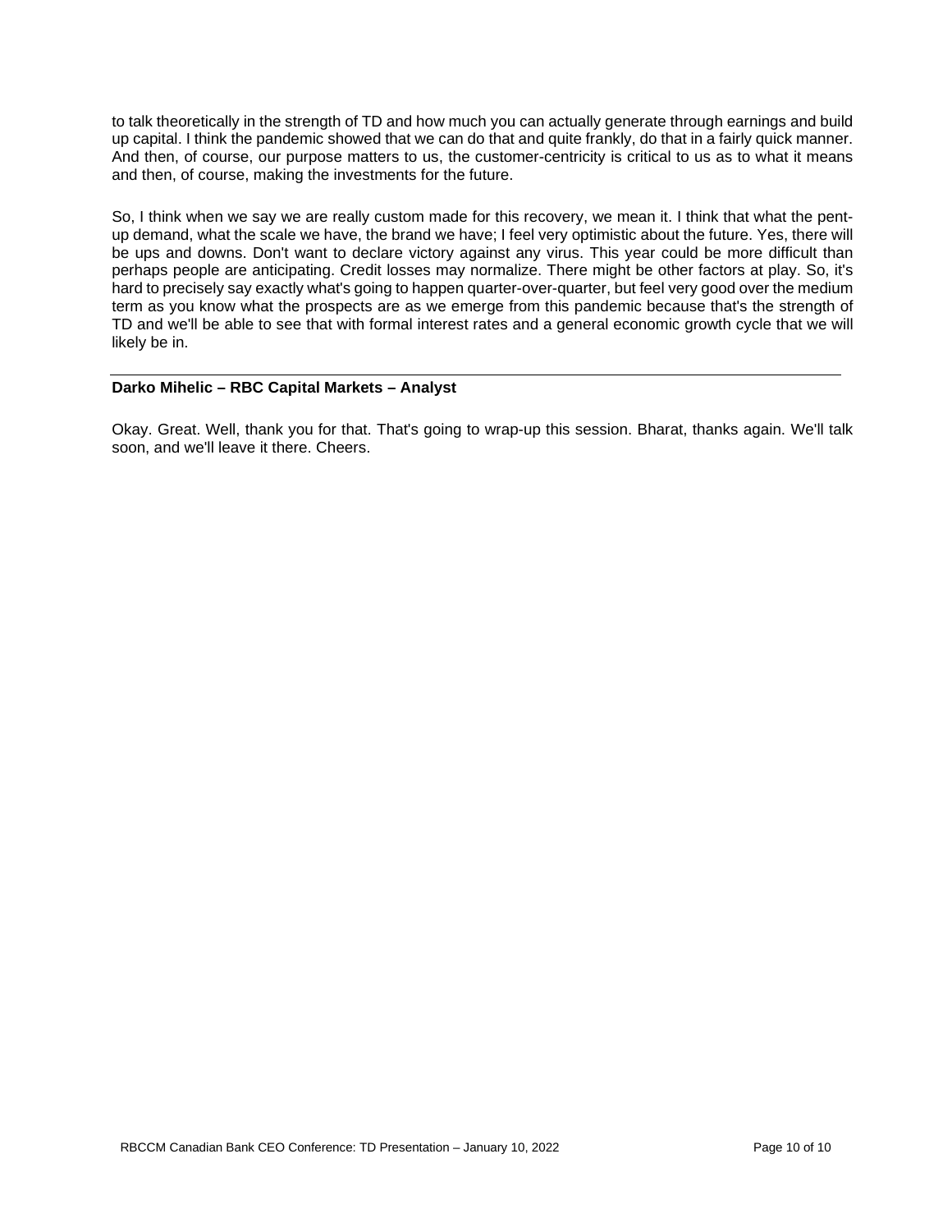to talk theoretically in the strength of TD and how much you can actually generate through earnings and build up capital. I think the pandemic showed that we can do that and quite frankly, do that in a fairly quick manner. And then, of course, our purpose matters to us, the customer-centricity is critical to us as to what it means and then, of course, making the investments for the future.

So, I think when we say we are really custom made for this recovery, we mean it. I think that what the pent-up demand, what the scale we have, the brand we have; I feel very optimistic about the future. Yes, there will be ups and downs. Don't want to declare victory against any virus. This year could be more difficult than perhaps people are anticipating. Credit losses may normalize. There might be other factors at play. So, it's hard to precisely say exactly what's going to happen quarter-over-quarter, but feel very good over the medium term as you know what the prospects are as we emerge from this pandemic because that's the strength of TD and we'll be able to see that with formal interest rates and a general economic growth cycle that we will likely be in.

**Darko Mihelic – RBC Capital Markets – Analyst**

Okay. Great. Well, thank you for that. That's going to wrap-up this session. Bharat, thanks again. We'll talk soon, and we'll leave it there. Cheers.